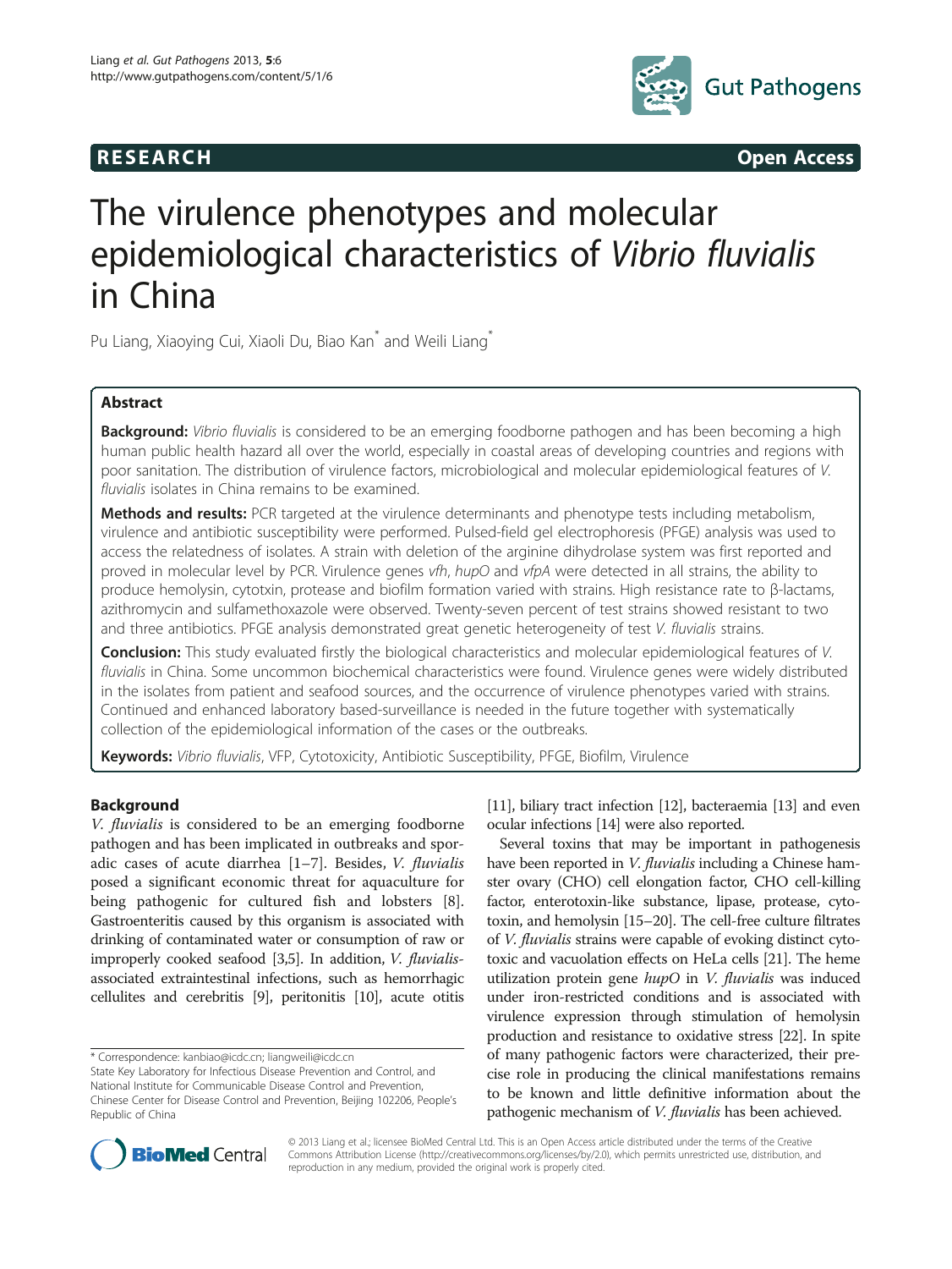**RESEARCH Open Access**

# The virulence phenotypes and molecular epidemiological characteristics of *Vibrio fluvialis* in China

Pu Liang, Xiaoying Cui, Xiaoli Du, Biao Kan* and Weili Liang*

## Abstract

**Background:** *Vibrio fluvialis* is considered to be an emerging foodborne pathogen and has been becoming a high human public health hazard all over the world, especially in coastal areas of developing countries and regions with poor sanitation. The distribution of virulence factors, microbiological and molecular epidemiological features of *V. fluvialis* isolates in China remains to be examined.

**Methods and results:** PCR targeted at the virulence determinants and phenotype tests including metabolism, virulence and antibiotic susceptibility were performed. Pulsed-field gel electrophoresis (PFGE) analysis was used to access the relatedness of isolates. A strain with deletion of the arginine dihydrolase system was first reported and proved in molecular level by PCR. Virulence genes *vfh*, *hupO* and *vfpA* were detected in all strains, the ability to produce hemolysin, cytotxin, protease and biofilm formation varied with strains. High resistance rate to β-lactams, azithromycin and sulfamethoxazole were observed. Twenty-seven percent of test strains showed resistant to two and three antibiotics. PFGE analysis demonstrated great genetic heterogeneity of test *V. fluvialis* strains.

**Conclusion:** This study evaluated firstly the biological characteristics and molecular epidemiological features of *V. fluvialis* in China. Some uncommon biochemical characteristics were found. Virulence genes were widely distributed in the isolates from patient and seafood sources, and the occurrence of virulence phenotypes varied with strains. Continued and enhanced laboratory based-surveillance is needed in the future together with systematically collection of the epidemiological information of the cases or the outbreaks.

**Keywords:** *Vibrio fluvialis*, VFP, Cytotoxicity, Antibiotic Susceptibility, PFGE, Biofilm, Virulence

## Background

*V. fluvialis* is considered to be an emerging foodborne pathogen and has been implicated in outbreaks and sporadic cases of acute diarrhea [1–7]. Besides, *V. fluvialis* posed a significant economic threat for aquaculture for being pathogenic for cultured fish and lobsters [8]. Gastroenteritis caused by this organism is associated with drinking of contaminated water or consumption of raw or improperly cooked seafood [3,5]. In addition, *V. fluvialis*-associated extraintestinal infections, such as hemorrhagic cellulites and cerebritis [9], peritonitis [10], acute otitis [11], biliary tract infection [12], bacteraemia [13] and even ocular infections [14] were also reported.

Several toxins that may be important in pathogenesis have been reported in *V. fluvialis* including a Chinese hamster ovary (CHO) cell elongation factor, CHO cell-killing factor, enterotoxin-like substance, lipase, protease, cytotoxin, and hemolysin [15–20]. The cell-free culture filtrates of *V. fluvialis* strains were capable of evoking distinct cytotoxic and vacuolation effects on HeLa cells [21]. The heme utilization protein gene *hupO* in *V. fluvialis* was induced under iron-restricted conditions and is associated with virulence expression through stimulation of hemolysin production and resistance to oxidative stress [22]. In spite of many pathogenic factors were characterized, their precise role in producing the clinical manifestations remains to be known and little definitive information about the pathogenic mechanism of *V. fluvialis* has been achieved.

* Correspondence: kanbiao@icdc.cn; liangweili@icdc.cn
State Key Laboratory for Infectious Disease Prevention and Control, and National Institute for Communicable Disease Control and Prevention, Chinese Center for Disease Control and Prevention, Beijing 102206, People's Republic of China

© 2013 Liang et al.; licensee BioMed Central Ltd. This is an Open Access article distributed under the terms of the Creative Commons Attribution License (http://creativecommons.org/licenses/by/2.0), which permits unrestricted use, distribution, and reproduction in any medium, provided the original work is properly cited.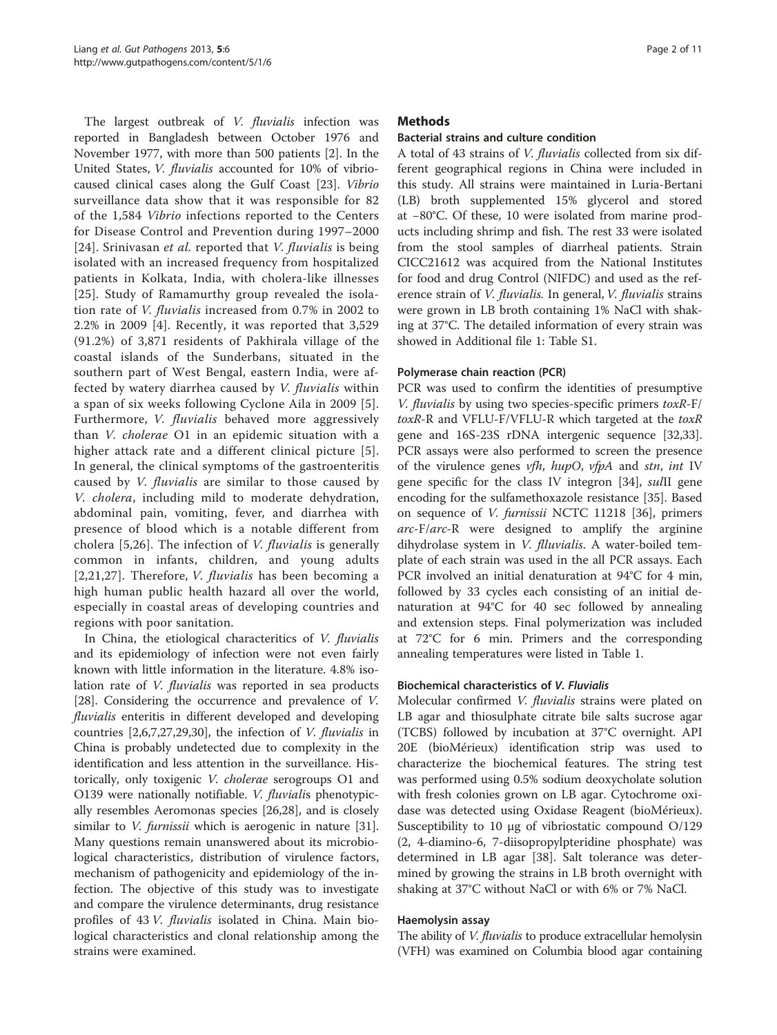The largest outbreak of *V. fluvialis* infection was reported in Bangladesh between October 1976 and November 1977, with more than 500 patients [2]. In the United States, *V. fluvialis* accounted for 10% of vibrio-caused clinical cases along the Gulf Coast [23]. *Vibrio* surveillance data show that it was responsible for 82 of the 1,584 *Vibrio* infections reported to the Centers for Disease Control and Prevention during 1997−2000 [24]. Srinivasan *et al.* reported that *V. fluvialis* is being isolated with an increased frequency from hospitalized patients in Kolkata, India, with cholera-like illnesses [25]. Study of Ramamurthy group revealed the isolation rate of *V. fluvialis* increased from 0.7% in 2002 to 2.2% in 2009 [4]. Recently, it was reported that 3,529 (91.2%) of 3,871 residents of Pakhirala village of the coastal islands of the Sunderbans, situated in the southern part of West Bengal, eastern India, were affected by watery diarrhea caused by *V. fluvialis* within a span of six weeks following Cyclone Aila in 2009 [5]. Furthermore, *V. fluvialis* behaved more aggressively than *V. cholerae* O1 in an epidemic situation with a higher attack rate and a different clinical picture [5]. In general, the clinical symptoms of the gastroenteritis caused by *V. fluvialis* are similar to those caused by *V. cholera*, including mild to moderate dehydration, abdominal pain, vomiting, fever, and diarrhea with presence of blood which is a notable different from cholera [5,26]. The infection of *V. fluvialis* is generally common in infants, children, and young adults [2,21,27]. Therefore, *V. fluvialis* has been becoming a high human public health hazard all over the world, especially in coastal areas of developing countries and regions with poor sanitation.

In China, the etiological characteritics of *V. fluvialis* and its epidemiology of infection were not even fairly known with little information in the literature. 4.8% isolation rate of *V. fluvialis* was reported in sea products [28]. Considering the occurrence and prevalence of *V. fluvialis* enteritis in different developed and developing countries [2,6,7,27,29,30], the infection of *V. fluvialis* in China is probably undetected due to complexity in the identification and less attention in the surveillance. Historically, only toxigenic *V. cholerae* serogroups O1 and O139 were nationally notifiable. *V. fluvialis* phenotypically resembles Aeromonas species [26,28], and is closely similar to *V. furnissii* which is aerogenic in nature [31]. Many questions remain unanswered about its microbiological characteristics, distribution of virulence factors, mechanism of pathogenicity and epidemiology of the infection. The objective of this study was to investigate and compare the virulence determinants, drug resistance profiles of 43 *V. fluvialis* isolated in China. Main biological characteristics and clonal relationship among the strains were examined.

## Methods

### Bacterial strains and culture condition

A total of 43 strains of *V. fluvialis* collected from six different geographical regions in China were included in this study. All strains were maintained in Luria-Bertani (LB) broth supplemented 15% glycerol and stored at −80°C. Of these, 10 were isolated from marine products including shrimp and fish. The rest 33 were isolated from the stool samples of diarrheal patients. Strain CICC21612 was acquired from the National Institutes for food and drug Control (NIFDC) and used as the reference strain of *V. fluvialis*. In general, *V. fluvialis* strains were grown in LB broth containing 1% NaCl with shaking at 37°C. The detailed information of every strain was showed in Additional file 1: Table S1.

### Polymerase chain reaction (PCR)

PCR was used to confirm the identities of presumptive *V. fluvialis* by using two species-specific primers *toxR*-F/*toxR*-R and VFLU-F/VFLU-R which targeted at the *toxR* gene and 16S-23S rDNA intergenic sequence [32,33]. PCR assays were also performed to screen the presence of the virulence genes *vfh*, *hupO*, *vfpA* and *stn*, *int* IV gene specific for the class IV integron [34], *sul*II gene encoding for the sulfamethoxazole resistance [35]. Based on sequence of *V. furnissii* NCTC 11218 [36], primers *arc*-F/*arc*-R were designed to amplify the arginine dihydrolase system in *V. flluvialis*. A water-boiled template of each strain was used in the all PCR assays. Each PCR involved an initial denaturation at 94°C for 4 min, followed by 33 cycles each consisting of an initial denaturation at 94°C for 40 sec followed by annealing and extension steps. Final polymerization was included at 72°C for 6 min. Primers and the corresponding annealing temperatures were listed in Table 1.

### Biochemical characteristics of *V. Fluvialis*

Molecular confirmed *V. fluvialis* strains were plated on LB agar and thiosulphate citrate bile salts sucrose agar (TCBS) followed by incubation at 37°C overnight. API 20E (bioMérieux) identification strip was used to characterize the biochemical features. The string test was performed using 0.5% sodium deoxycholate solution with fresh colonies grown on LB agar. Cytochrome oxidase was detected using Oxidase Reagent (bioMérieux). Susceptibility to 10 μg of vibriostatic compound O/129 (2, 4-diamino-6, 7-diisopropylpteridine phosphate) was determined in LB agar [38]. Salt tolerance was determined by growing the strains in LB broth overnight with shaking at 37°C without NaCl or with 6% or 7% NaCl.

### Haemolysin assay

The ability of *V. fluvialis* to produce extracellular hemolysin (VFH) was examined on Columbia blood agar containing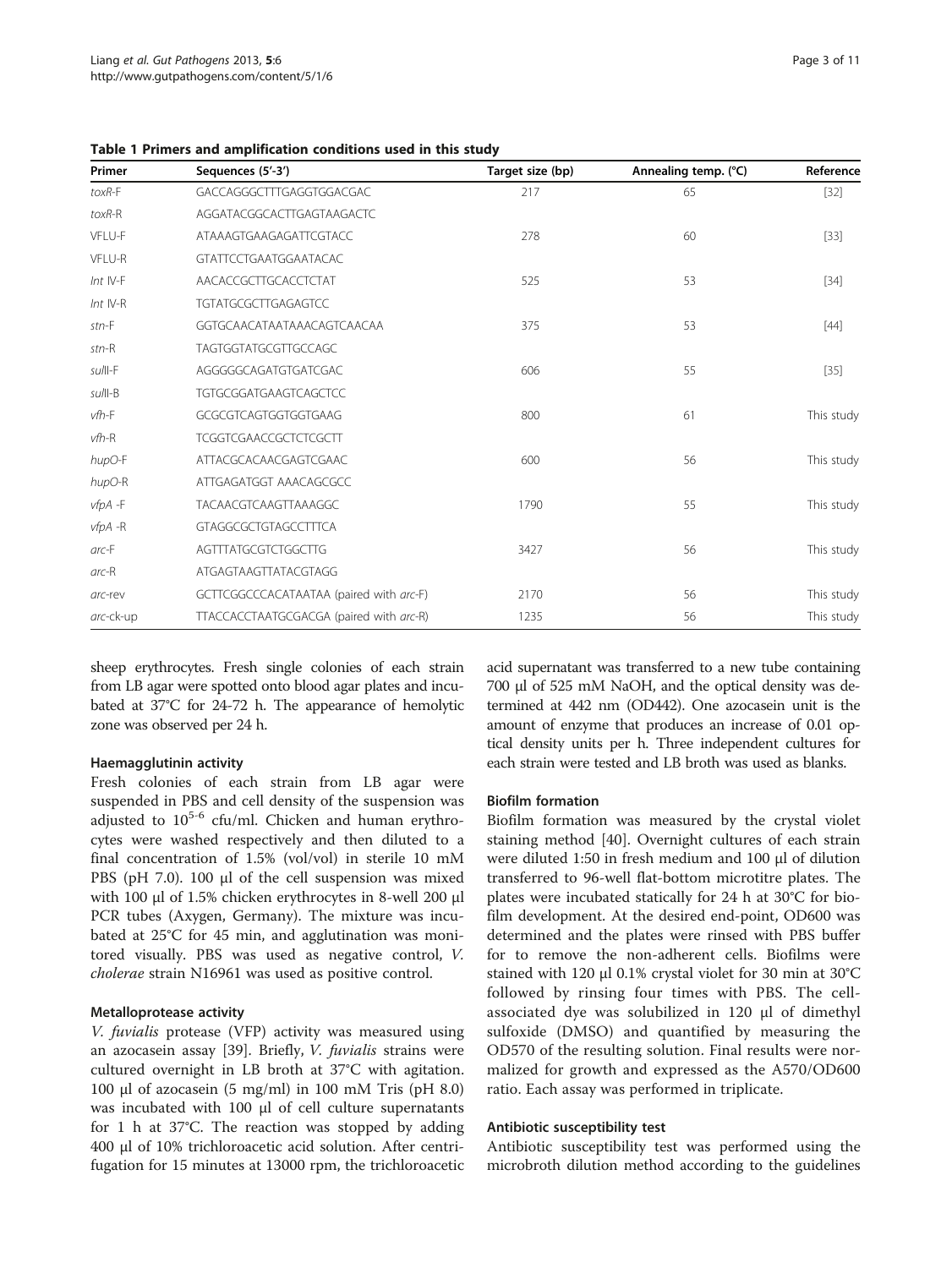**Table 1 Primers and amplification conditions used in this study**

| Primer | Sequences (5'-3') | Target size (bp) | Annealing temp. (°C) | Reference |
|---|---|---|---|---|
| *toxR*-F | GACCAGGGCTTTGAGGTGGACGAC | 217 | 65 | [32] |
| *toxR*-R | AGGATACGGCACTTGAGTAAGACTC | | | |
| VFLU-F | ATAAAGTGAAGAGATTCGTACC | 278 | 60 | [33] |
| VFLU-R | GTATTCCTGAATGGAATACAC | | | |
| *Int* IV-F | AACACCGCTTGCACCTCTAT | 525 | 53 | [34] |
| *Int* IV-R | TGTATGCGCTTGAGAGTCC | | | |
| *stn*-F | GGTGCAACATAATAAACAGTCAACAA | 375 | 53 | [44] |
| *stn*-R | TAGTGGTATGCGTTGCCAGC | | | |
| *sul*II-F | AGGGGGCAGATGTGATCGAC | 606 | 55 | [35] |
| *sul*II-B | TGTGCGGATGAAGTCAGCTCC | | | |
| *vfh*-F | GCGCGTCAGTGGTGGTGAAG | 800 | 61 | This study |
| *vfh*-R | TCGGTCGAACCGCTCTCGCTT | | | |
| *hupO*-F | ATTACGCACAACGAGTCGAAC | 600 | 56 | This study |
| *hupO*-R | ATTGAGATGGT AAACAGCGCC | | | |
| *vfpA* -F | TACAACGTCAAGTTAAAGGC | 1790 | 55 | This study |
| *vfpA* -R | GTAGGCGCTGTAGCCTTTCA | | | |
| *arc*-F | AGTTTATGCGTCTGGCTTG | 3427 | 56 | This study |
| *arc*-R | ATGAGTAAGTTATACGTAGG | | | |
| *arc*-rev | GCTTCGGCCCACATAATAA (paired with *arc*-F) | 2170 | 56 | This study |
| *arc*-ck-up | TTACCACCTAATGCGACGA (paired with *arc*-R) | 1235 | 56 | This study |

sheep erythrocytes. Fresh single colonies of each strain from LB agar were spotted onto blood agar plates and incubated at 37°C for 24-72 h. The appearance of hemolytic zone was observed per 24 h.

### Haemagglutinin activity

Fresh colonies of each strain from LB agar were suspended in PBS and cell density of the suspension was adjusted to $10^{5-6}$ cfu/ml. Chicken and human erythrocytes were washed respectively and then diluted to a final concentration of 1.5% (vol/vol) in sterile 10 mM PBS (pH 7.0). 100 μl of the cell suspension was mixed with 100 μl of 1.5% chicken erythrocytes in 8-well 200 μl PCR tubes (Axygen, Germany). The mixture was incubated at 25°C for 45 min, and agglutination was monitored visually. PBS was used as negative control, *V. cholerae* strain N16961 was used as positive control.

### Metalloprotease activity

*V. fuvialis* protease (VFP) activity was measured using an azocasein assay [39]. Briefly, *V. fuvialis* strains were cultured overnight in LB broth at 37°C with agitation. 100 μl of azocasein (5 mg/ml) in 100 mM Tris (pH 8.0) was incubated with 100 μl of cell culture supernatants for 1 h at 37°C. The reaction was stopped by adding 400 μl of 10% trichloroacetic acid solution. After centrifugation for 15 minutes at 13000 rpm, the trichloroacetic acid supernatant was transferred to a new tube containing 700 μl of 525 mM NaOH, and the optical density was determined at 442 nm (OD442). One azocasein unit is the amount of enzyme that produces an increase of 0.01 optical density units per h. Three independent cultures for each strain were tested and LB broth was used as blanks.

### Biofilm formation

Biofilm formation was measured by the crystal violet staining method [40]. Overnight cultures of each strain were diluted 1:50 in fresh medium and 100 μl of dilution transferred to 96-well flat-bottom microtitre plates. The plates were incubated statically for 24 h at 30°C for biofilm development. At the desired end-point, OD600 was determined and the plates were rinsed with PBS buffer for to remove the non-adherent cells. Biofilms were stained with 120 μl 0.1% crystal violet for 30 min at 30°C followed by rinsing four times with PBS. The cell-associated dye was solubilized in 120 μl of dimethyl sulfoxide (DMSO) and quantified by measuring the OD570 of the resulting solution. Final results were normalized for growth and expressed as the A570/OD600 ratio. Each assay was performed in triplicate.

### Antibiotic susceptibility test

Antibiotic susceptibility test was performed using the microbroth dilution method according to the guidelines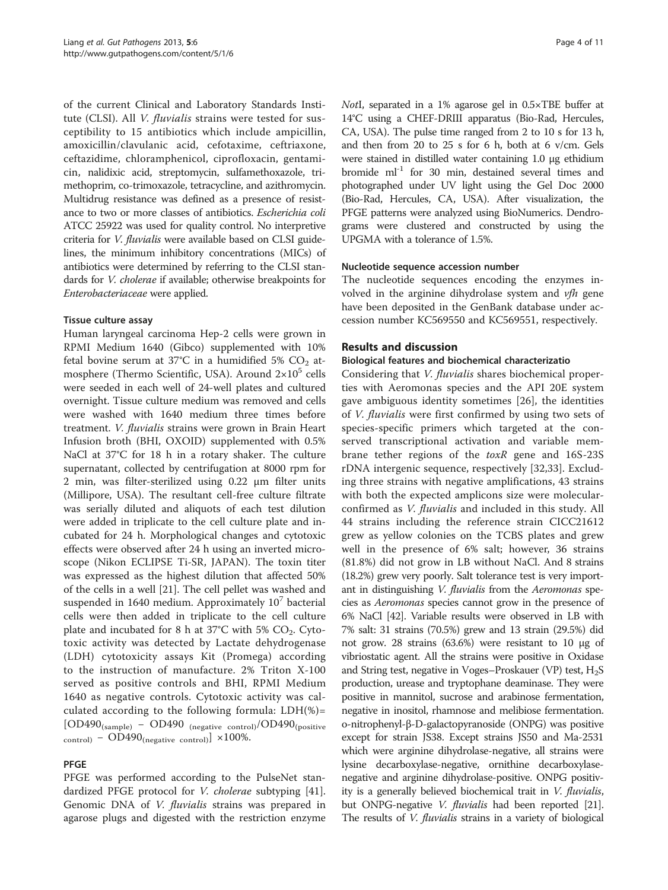of the current Clinical and Laboratory Standards Institute (CLSI). All *V. fluvialis* strains were tested for susceptibility to 15 antibiotics which include ampicillin, amoxicillin/clavulanic acid, cefotaxime, ceftriaxone, ceftazidime, chloramphenicol, ciprofloxacin, gentamicin, nalidixic acid, streptomycin, sulfamethoxazole, trimethoprim, co-trimoxazole, tetracycline, and azithromycin. Multidrug resistance was defined as a presence of resistance to two or more classes of antibiotics. *Escherichia coli* ATCC 25922 was used for quality control. No interpretive criteria for *V. fluvialis* were available based on CLSI guidelines, the minimum inhibitory concentrations (MICs) of antibiotics were determined by referring to the CLSI standards for *V. cholerae* if available; otherwise breakpoints for *Enterobacteriaceae* were applied.

### Tissue culture assay

Human laryngeal carcinoma Hep-2 cells were grown in RPMI Medium 1640 (Gibco) supplemented with 10% fetal bovine serum at 37°C in a humidified 5% $CO_2$ atmosphere (Thermo Scientific, USA). Around $2{\times}10^5$ cells were seeded in each well of 24-well plates and cultured overnight. Tissue culture medium was removed and cells were washed with 1640 medium three times before treatment. *V. fluvialis* strains were grown in Brain Heart Infusion broth (BHI, OXOID) supplemented with 0.5% NaCl at 37°C for 18 h in a rotary shaker. The culture supernatant, collected by centrifugation at 8000 rpm for 2 min, was filter-sterilized using 0.22 μm filter units (Millipore, USA). The resultant cell-free culture filtrate was serially diluted and aliquots of each test dilution were added in triplicate to the cell culture plate and incubated for 24 h. Morphological changes and cytotoxic effects were observed after 24 h using an inverted microscope (Nikon ECLIPSE Ti-SR, JAPAN). The toxin titer was expressed as the highest dilution that affected 50% of the cells in a well [21]. The cell pellet was washed and suspended in 1640 medium. Approximately $10^7$ bacterial cells were then added in triplicate to the cell culture plate and incubated for 8 h at 37°C with 5% $CO_2$. Cytotoxic activity was detected by Lactate dehydrogenase (LDH) cytotoxicity assays Kit (Promega) according to the instruction of manufacture. 2% Triton X-100 served as positive controls and BHI, RPMI Medium 1640 as negative controls. Cytotoxic activity was calculated according to the following formula: $LDH(\%) = [OD490_{(sample)} - OD490_{(negative\ control)} / OD490_{(positive\ control)} - OD490_{(negative\ control)}] \times 100\%$.

### PFGE

PFGE was performed according to the PulseNet standardized PFGE protocol for *V. cholerae* subtyping [41]. Genomic DNA of *V. fluvialis* strains was prepared in agarose plugs and digested with the restriction enzyme *Not*I, separated in a 1% agarose gel in 0.5×TBE buffer at 14°C using a CHEF-DRIII apparatus (Bio-Rad, Hercules, CA, USA). The pulse time ranged from 2 to 10 s for 13 h, and then from 20 to 25 s for 6 h, both at 6 v/cm. Gels were stained in distilled water containing 1.0 μg ethidium bromide $ml^{-1}$ for 30 min, destained several times and photographed under UV light using the Gel Doc 2000 (Bio-Rad, Hercules, CA, USA). After visualization, the PFGE patterns were analyzed using BioNumerics. Dendrograms were clustered and constructed by using the UPGMA with a tolerance of 1.5%.

### Nucleotide sequence accession number

The nucleotide sequences encoding the enzymes involved in the arginine dihydrolase system and *vfh* gene have been deposited in the GenBank database under accession number KC569550 and KC569551, respectively.

## Results and discussion

### Biological features and biochemical characterizatio

Considering that *V. fluvialis* shares biochemical properties with Aeromonas species and the API 20E system gave ambiguous identity sometimes [26], the identities of *V. fluvialis* were first confirmed by using two sets of species-specific primers which targeted at the conserved transcriptional activation and variable membrane tether regions of the *toxR* gene and 16S-23S rDNA intergenic sequence, respectively [32,33]. Excluding three strains with negative amplifications, 43 strains with both the expected amplicons size were molecular-confirmed as *V. fluvialis* and included in this study. All 44 strains including the reference strain CICC21612 grew as yellow colonies on the TCBS plates and grew well in the presence of 6% salt; however, 36 strains (81.8%) did not grow in LB without NaCl. And 8 strains (18.2%) grew very poorly. Salt tolerance test is very important in distinguishing *V. fluvialis* from the *Aeromonas* species as *Aeromonas* species cannot grow in the presence of 6% NaCl [42]. Variable results were observed in LB with 7% salt: 31 strains (70.5%) grew and 13 strain (29.5%) did not grow. 28 strains (63.6%) were resistant to 10 μg of vibriostatic agent. All the strains were positive in Oxidase and String test, negative in Voges–Proskauer (VP) test, $H_2S$ production, urease and tryptophane deaminase. They were positive in mannitol, sucrose and arabinose fermentation, negative in inositol, rhamnose and melibiose fermentation. o-nitrophenyl-β-D-galactopyranoside (ONPG) was positive except for strain JS38. Except strains JS50 and Ma-2531 which were arginine dihydrolase-negative, all strains were lysine decarboxylase-negative, ornithine decarboxylase-negative and arginine dihydrolase-positive. ONPG positivity is a generally believed biochemical trait in *V. fluvialis*, but ONPG-negative *V. fluvialis* had been reported [21]. The results of *V. fluvialis* strains in a variety of biological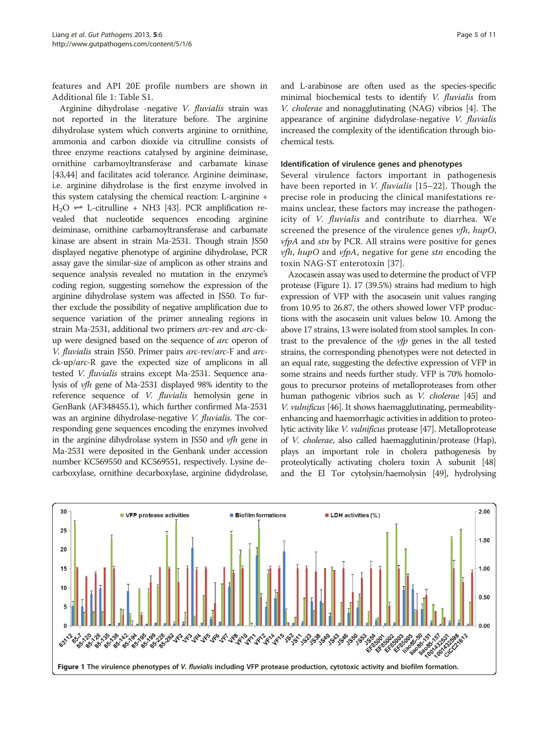features and API 20E profile numbers are shown in Additional file 1: Table S1.

Arginine dihydrolase -negative *V. fluvialis* strain was not reported in the literature before. The arginine dihydrolase system which converts arginine to ornithine, ammonia and carbon dioxide via citrulline consists of three enzyme reactions catalysed by arginine deiminase, ornithine carbamoyltransferase and carbamate kinase [43,44] and facilitates acid tolerance. Arginine deiminase, i.e. arginine dihydrolase is the first enzyme involved in this system catalysing the chemical reaction: L-arginine + $H_2O \rightleftharpoons$ L-citrulline + NH3 [43]. PCR amplification revealed that nucleotide sequences encoding arginine deiminase, ornithine carbamoyltransferase and carbamate kinase are absent in strain Ma-2531. Though strain JS50 displayed negative phenotype of arginine dihydrolase, PCR assay gave the similar-size of amplicon as other strains and sequence analysis revealed no mutation in the enzyme's coding region, suggesting somehow the expression of the arginine dihydrolase system was affected in JS50. To further exclude the possibility of negative amplification due to sequence variation of the primer annealing regions in strain Ma-2531, additional two primers *arc*-rev and *arc*-ck-up were designed based on the sequence of *arc* operon of *V. fluvialis* strain JS50. Primer pairs *arc*-rev/*arc*-F and *arc*-ck-up/*arc*-R gave the expected size of amplicons in all tested *V. fluvialis* strains except Ma-2531. Sequence analysis of *vfh* gene of Ma-2531 displayed 98% identity to the reference sequence of *V. fluvialis* hemolysin gene in GenBank (AF348455.1), which further confirmed Ma-2531 was an arginine dihydrolase-negative *V. fluvialis*. The corresponding gene sequences encoding the enzymes involved in the arginine dihydrolase system in JS50 and *vfh* gene in Ma-2531 were deposited in the Genbank under accession number KC569550 and KC569551, respectively. Lysine decarboxylase, ornithine decarboxylase, arginine didydrolase, and L-arabinose are often used as the species-specific minimal biochemical tests to identify *V. fluvialis* from *V. cholerae* and nonagglutinating (NAG) vibrios [4]. The appearance of arginine didydrolase-negative *V. fluvialis* increased the complexity of the identification through biochemical tests.

### Identification of virulence genes and phenotypes

Several virulence factors important in pathogenesis have been reported in *V. fluvialis* [15–22]. Though the precise role in producing the clinical manifestations remains unclear, these factors may increase the pathogenicity of *V. fluvialis* and contribute to diarrhea. We screened the presence of the virulence genes *vfh*, *hupO*, *vfpA* and *stn* by PCR. All strains were positive for genes *vfh*, *hupO* and *vfpA*, negative for gene *stn* encoding the toxin NAG-ST enterotoxin [37].

Azocasein assay was used to determine the product of VFP protease (Figure 1). 17 (39.5%) strains had medium to high expression of VFP with the asocasein unit values ranging from 10.95 to 26.87, the others showed lower VFP productions with the asocasein unit values below 10. Among the above 17 strains, 13 were isolated from stool samples. In contrast to the prevalence of the *vfp* genes in the all tested strains, the corresponding phenotypes were not detected in an equal rate, suggesting the defective expression of VFP in some strains and needs further study. VFP is 70% homologous to precursor proteins of metalloproteases from other human pathogenic vibrios such as *V. cholerae* [45] and *V. vulnificus* [46]. It shows haemagglutinating, permeability-enhancing and haemorrhagic activities in addition to proteolytic activity like *V. vulnificus* protease [47]. Metalloprotease of *V. cholerae*, also called haemagglutinin/protease (Hap), plays an important role in cholera pathogenesis by proteolytically activating cholera toxin A subunit [48] and the El Tor cytolysin/haemolysin [49], hydrolysing

**Figure 1 The virulence phenotypes of *V. fluvialis* including VFP protease production, cytotoxic activity and biofilm formation.**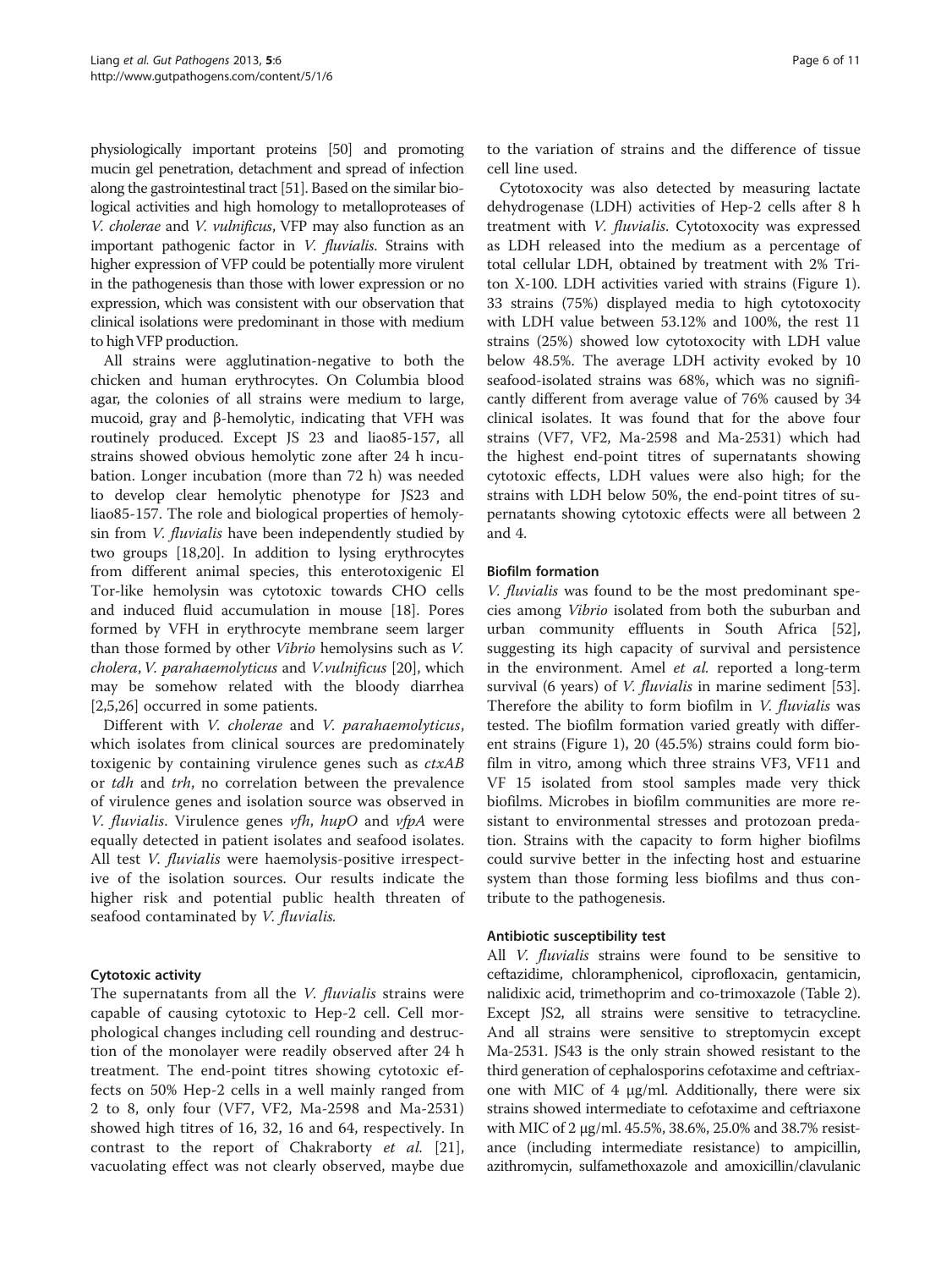physiologically important proteins [50] and promoting mucin gel penetration, detachment and spread of infection along the gastrointestinal tract [51]. Based on the similar biological activities and high homology to metalloproteases of *V. cholerae* and *V. vulnificus*, VFP may also function as an important pathogenic factor in *V. fluvialis*. Strains with higher expression of VFP could be potentially more virulent in the pathogenesis than those with lower expression or no expression, which was consistent with our observation that clinical isolations were predominant in those with medium to high VFP production.

All strains were agglutination-negative to both the chicken and human erythrocytes. On Columbia blood agar, the colonies of all strains were medium to large, mucoid, gray and β-hemolytic, indicating that VFH was routinely produced. Except JS 23 and liao85-157, all strains showed obvious hemolytic zone after 24 h incubation. Longer incubation (more than 72 h) was needed to develop clear hemolytic phenotype for JS23 and liao85-157. The role and biological properties of hemolysin from *V. fluvialis* have been independently studied by two groups [18,20]. In addition to lysing erythrocytes from different animal species, this enterotoxigenic El Tor-like hemolysin was cytotoxic towards CHO cells and induced fluid accumulation in mouse [18]. Pores formed by VFH in erythrocyte membrane seem larger than those formed by other *Vibrio* hemolysins such as *V. cholera*, *V. parahaemolyticus* and *V.vulnificus* [20], which may be somehow related with the bloody diarrhea [2,5,26] occurred in some patients.

Different with *V. cholerae* and *V. parahaemolyticus*, which isolates from clinical sources are predominately toxigenic by containing virulence genes such as *ctxAB* or *tdh* and *trh*, no correlation between the prevalence of virulence genes and isolation source was observed in *V. fluvialis*. Virulence genes *vfh*, *hupO* and *vfpA* were equally detected in patient isolates and seafood isolates. All test *V. fluvialis* were haemolysis-positive irrespective of the isolation sources. Our results indicate the higher risk and potential public health threaten of seafood contaminated by *V. fluvialis*.

### Cytotoxic activity

The supernatants from all the *V. fluvialis* strains were capable of causing cytotoxic to Hep-2 cell. Cell morphological changes including cell rounding and destruction of the monolayer were readily observed after 24 h treatment. The end-point titres showing cytotoxic effects on 50% Hep-2 cells in a well mainly ranged from 2 to 8, only four (VF7, VF2, Ma-2598 and Ma-2531) showed high titres of 16, 32, 16 and 64, respectively. In contrast to the report of Chakraborty *et al.* [21], vacuolating effect was not clearly observed, maybe due to the variation of strains and the difference of tissue cell line used.

Cytotoxocity was also detected by measuring lactate dehydrogenase (LDH) activities of Hep-2 cells after 8 h treatment with *V. fluvialis*. Cytotoxocity was expressed as LDH released into the medium as a percentage of total cellular LDH, obtained by treatment with 2% Triton X-100. LDH activities varied with strains (Figure 1). 33 strains (75%) displayed media to high cytotoxocity with LDH value between 53.12% and 100%, the rest 11 strains (25%) showed low cytotoxocity with LDH value below 48.5%. The average LDH activity evoked by 10 seafood-isolated strains was 68%, which was no significantly different from average value of 76% caused by 34 clinical isolates. It was found that for the above four strains (VF7, VF2, Ma-2598 and Ma-2531) which had the highest end-point titres of supernatants showing cytotoxic effects, LDH values were also high; for the strains with LDH below 50%, the end-point titres of supernatants showing cytotoxic effects were all between 2 and 4.

### Biofilm formation

*V. fluvialis* was found to be the most predominant species among *Vibrio* isolated from both the suburban and urban community effluents in South Africa [52], suggesting its high capacity of survival and persistence in the environment. Amel *et al.* reported a long-term survival (6 years) of *V. fluvialis* in marine sediment [53]. Therefore the ability to form biofilm in *V. fluvialis* was tested. The biofilm formation varied greatly with different strains (Figure 1), 20 (45.5%) strains could form biofilm in vitro, among which three strains VF3, VF11 and VF 15 isolated from stool samples made very thick biofilms. Microbes in biofilm communities are more resistant to environmental stresses and protozoan predation. Strains with the capacity to form higher biofilms could survive better in the infecting host and estuarine system than those forming less biofilms and thus contribute to the pathogenesis.

### Antibiotic susceptibility test

All *V. fluvialis* strains were found to be sensitive to ceftazidime, chloramphenicol, ciprofloxacin, gentamicin, nalidixic acid, trimethoprim and co-trimoxazole (Table 2). Except JS2, all strains were sensitive to tetracycline. And all strains were sensitive to streptomycin except Ma-2531. JS43 is the only strain showed resistant to the third generation of cephalosporins cefotaxime and ceftriaxone with MIC of 4 μg/ml. Additionally, there were six strains showed intermediate to cefotaxime and ceftriaxone with MIC of 2 μg/ml. 45.5%, 38.6%, 25.0% and 38.7% resistance (including intermediate resistance) to ampicillin, azithromycin, sulfamethoxazole and amoxicillin/clavulanic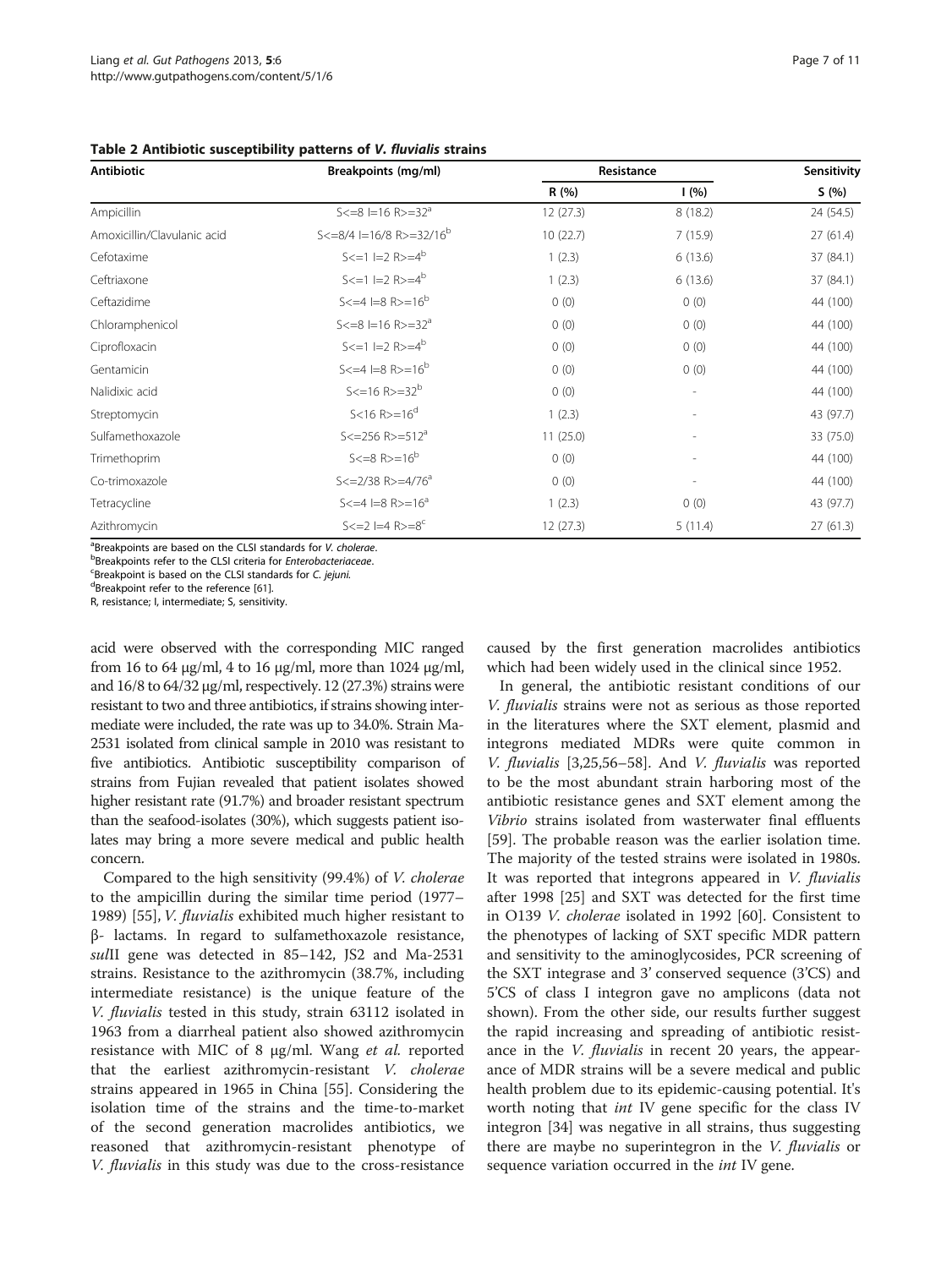**Table 2 Antibiotic susceptibility patterns of *V. fluvialis* strains**

| Antibiotic | Breakpoints (mg/ml) | Resistance | | Sensitivity |
|---|---|---|---|---|
| | | R (%) | I (%) | S (%) |
| Ampicillin | S<=8 I=16 R>=32[a] | 12 (27.3) | 8 (18.2) | 24 (54.5) |
| Amoxicillin/Clavulanic acid | S<=8/4 I=16/8 R>=32/16[b] | 10 (22.7) | 7 (15.9) | 27 (61.4) |
| Cefotaxime | S<=1 I=2 R>=4[b] | 1 (2.3) | 6 (13.6) | 37 (84.1) |
| Ceftriaxone | S<=1 I=2 R>=4[b] | 1 (2.3) | 6 (13.6) | 37 (84.1) |
| Ceftazidime | S<=4 I=8 R>=16[b] | 0 (0) | 0 (0) | 44 (100) |
| Chloramphenicol | S<=8 I=16 R>=32[a] | 0 (0) | 0 (0) | 44 (100) |
| Ciprofloxacin | S<=1 I=2 R>=4[b] | 0 (0) | 0 (0) | 44 (100) |
| Gentamicin | S<=4 I=8 R>=16[b] | 0 (0) | 0 (0) | 44 (100) |
| Nalidixic acid | S<=16 R>=32[b] | 0 (0) | - | 44 (100) |
| Streptomycin | S<16 R>=16[d] | 1 (2.3) | - | 43 (97.7) |
| Sulfamethoxazole | S<=256 R>=512[a] | 11 (25.0) | - | 33 (75.0) |
| Trimethoprim | S<=8 R>=16[b] | 0 (0) | - | 44 (100) |
| Co-trimoxazole | S<=2/38 R>=4/76[a] | 0 (0) | - | 44 (100) |
| Tetracycline | S<=4 I=8 R>=16[a] | 1 (2.3) | 0 (0) | 43 (97.7) |
| Azithromycin | S<=2 I=4 R>=8[c] | 12 (27.3) | 5 (11.4) | 27 (61.3) |

[a]Breakpoints are based on the CLSI standards for *V. cholerae*.
[b]Breakpoints refer to the CLSI criteria for *Enterobacteriaceae*.
[c]Breakpoint is based on the CLSI standards for *C. jejuni*.
[d]Breakpoint refer to the reference [61].
R, resistance; I, intermediate; S, sensitivity.

acid were observed with the corresponding MIC ranged from 16 to 64 μg/ml, 4 to 16 μg/ml, more than 1024 μg/ml, and 16/8 to 64/32 μg/ml, respectively. 12 (27.3%) strains were resistant to two and three antibiotics, if strains showing intermediate were included, the rate was up to 34.0%. Strain Ma-2531 isolated from clinical sample in 2010 was resistant to five antibiotics. Antibiotic susceptibility comparison of strains from Fujian revealed that patient isolates showed higher resistant rate (91.7%) and broader resistant spectrum than the seafood-isolates (30%), which suggests patient isolates may bring a more severe medical and public health concern.

Compared to the high sensitivity (99.4%) of *V. cholerae* to the ampicillin during the similar time period (1977–1989) [55], *V. fluvialis* exhibited much higher resistant to β- lactams. In regard to sulfamethoxazole resistance, *sul*II gene was detected in 85–142, JS2 and Ma-2531 strains. Resistance to the azithromycin (38.7%, including intermediate resistance) is the unique feature of the *V. fluvialis* tested in this study, strain 63112 isolated in 1963 from a diarrheal patient also showed azithromycin resistance with MIC of 8 μg/ml. Wang *et al.* reported that the earliest azithromycin-resistant *V. cholerae* strains appeared in 1965 in China [55]. Considering the isolation time of the strains and the time-to-market of the second generation macrolides antibiotics, we reasoned that azithromycin-resistant phenotype of *V. fluvialis* in this study was due to the cross-resistance caused by the first generation macrolides antibiotics which had been widely used in the clinical since 1952.

In general, the antibiotic resistant conditions of our *V. fluvialis* strains were not as serious as those reported in the literatures where the SXT element, plasmid and integrons mediated MDRs were quite common in *V. fluvialis* [3,25,56–58]. And *V. fluvialis* was reported to be the most abundant strain harboring most of the antibiotic resistance genes and SXT element among the *Vibrio* strains isolated from wasterwater final effluents [59]. The probable reason was the earlier isolation time. The majority of the tested strains were isolated in 1980s. It was reported that integrons appeared in *V. fluvialis* after 1998 [25] and SXT was detected for the first time in O139 *V. cholerae* isolated in 1992 [60]. Consistent to the phenotypes of lacking of SXT specific MDR pattern and sensitivity to the aminoglycosides, PCR screening of the SXT integrase and 3' conserved sequence (3'CS) and 5'CS of class I integron gave no amplicons (data not shown). From the other side, our results further suggest the rapid increasing and spreading of antibiotic resistance in the *V. fluvialis* in recent 20 years, the appearance of MDR strains will be a severe medical and public health problem due to its epidemic-causing potential. It's worth noting that *int* IV gene specific for the class IV integron [34] was negative in all strains, thus suggesting there are maybe no superintegron in the *V. fluvialis* or sequence variation occurred in the *int* IV gene.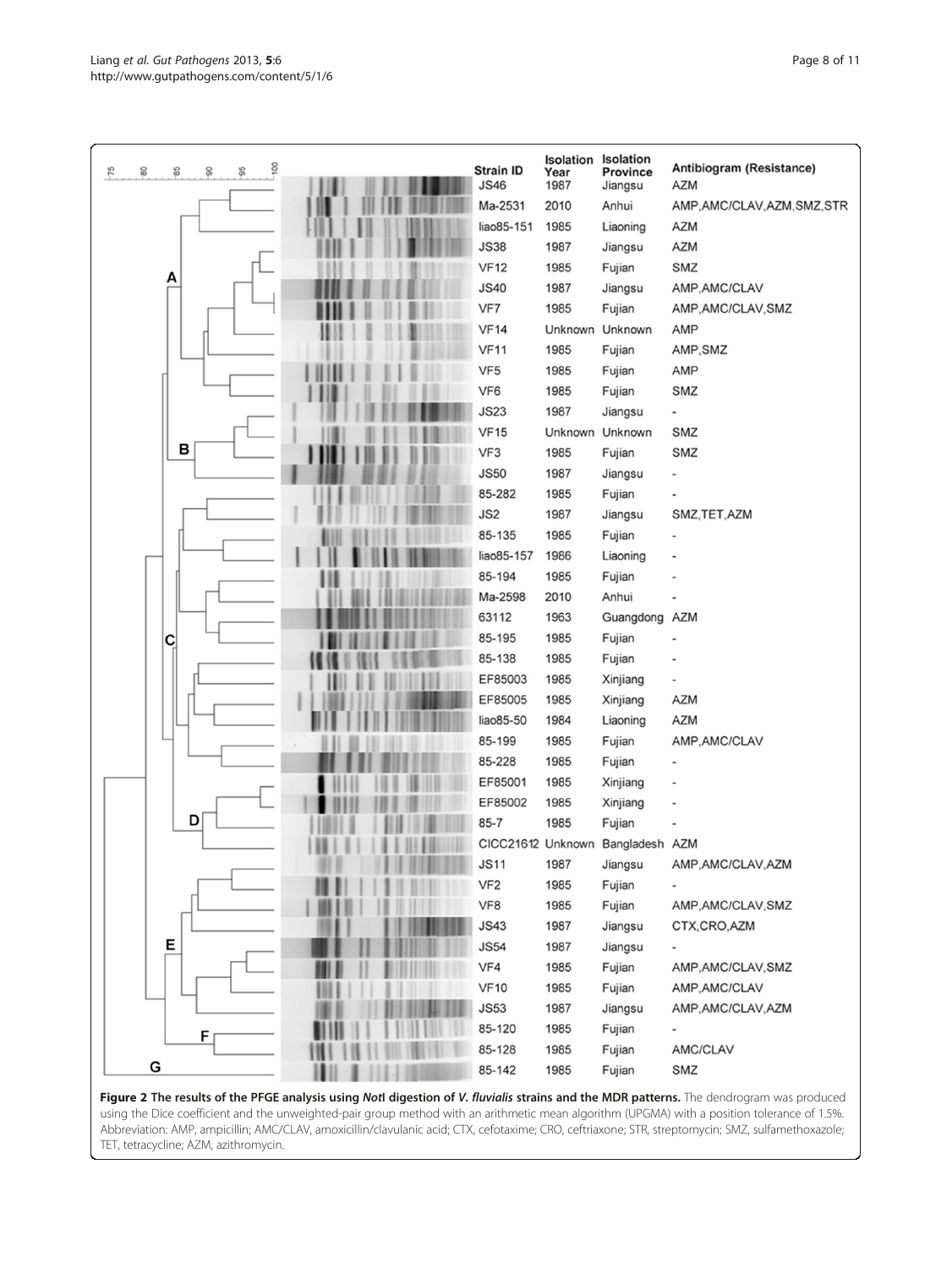| Strain ID | Isolation Year | Isolation Province | Antibiogram (Resistance) |
|---|---|---|---|
| JS46 | 1987 | Jiangsu | AZM |
| Ma-2531 | 2010 | Anhui | AMP,AMC/CLAV,AZM,SMZ,STR |
| liao85-151 | 1985 | Liaoning | AZM |
| JS38 | 1987 | Jiangsu | AZM |
| VF12 | 1985 | Fujian | SMZ |
| JS40 | 1987 | Jiangsu | AMP,AMC/CLAV |
| VF7 | 1985 | Fujian | AMP,AMC/CLAV,SMZ |
| VF14 | Unknown | Unknown | AMP |
| VF11 | 1985 | Fujian | AMP,SMZ |
| VF5 | 1985 | Fujian | AMP |
| VF6 | 1985 | Fujian | SMZ |
| JS23 | 1987 | Jiangsu | - |
| VF15 | Unknown | Unknown | SMZ |
| VF3 | 1985 | Fujian | SMZ |
| JS50 | 1987 | Jiangsu | - |
| 85-282 | 1985 | Fujian | - |
| JS2 | 1987 | Jiangsu | SMZ,TET,AZM |
| 85-135 | 1985 | Fujian | - |
| liao85-157 | 1986 | Liaoning | - |
| 85-194 | 1985 | Fujian | - |
| Ma-2598 | 2010 | Anhui | - |
| 63112 | 1963 | Guangdong | AZM |
| 85-195 | 1985 | Fujian | - |
| 85-138 | 1985 | Fujian | - |
| EF85003 | 1985 | Xinjiang | - |
| EF85005 | 1985 | Xinjiang | AZM |
| liao85-50 | 1984 | Liaoning | AZM |
| 85-199 | 1985 | Fujian | AMP,AMC/CLAV |
| 85-228 | 1985 | Fujian | - |
| EF85001 | 1985 | Xinjiang | - |
| EF85002 | 1985 | Xinjiang | - |
| 85-7 | 1985 | Fujian | - |
| CICC21612 | Unknown | Bangladesh | AZM |
| JS11 | 1987 | Jiangsu | AMP,AMC/CLAV,AZM |
| VF2 | 1985 | Fujian | - |
| VF8 | 1985 | Fujian | AMP,AMC/CLAV,SMZ |
| JS43 | 1987 | Jiangsu | CTX,CRO,AZM |
| JS54 | 1987 | Jiangsu | - |
| VF4 | 1985 | Fujian | AMP,AMC/CLAV,SMZ |
| VF10 | 1985 | Fujian | AMP,AMC/CLAV |
| JS53 | 1987 | Jiangsu | AMP,AMC/CLAV,AZM |
| 85-120 | 1985 | Fujian | - |
| 85-128 | 1985 | Fujian | AMC/CLAV |
| 85-142 | 1985 | Fujian | SMZ |

**Figure 2 The results of the PFGE analysis using *Not*I digestion of *V. fluvialis* strains and the MDR patterns.** The dendrogram was produced using the Dice coefficient and the unweighted-pair group method with an arithmetic mean algorithm (UPGMA) with a position tolerance of 1.5%. Abbreviation: AMP, ampicillin; AMC/CLAV, amoxicillin/clavulanic acid; CTX, cefotaxime; CRO, ceftriaxone; STR, streptomycin; SMZ, sulfamethoxazole; TET, tetracycline; AZM, azithromycin.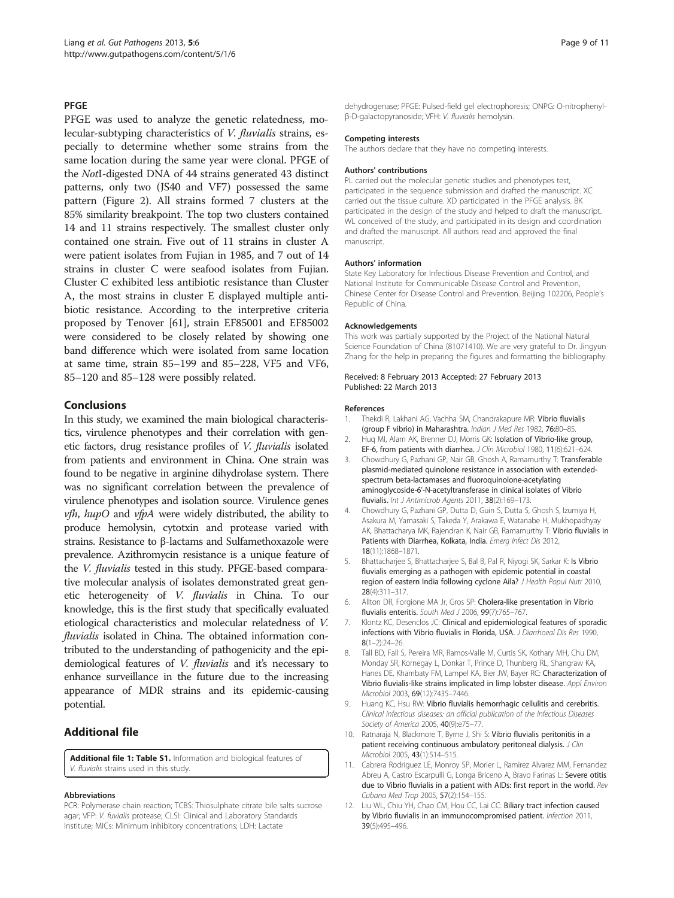### PFGE

PFGE was used to analyze the genetic relatedness, molecular-subtyping characteristics of *V. fluvialis* strains, especially to determine whether some strains from the same location during the same year were clonal. PFGE of the *Not*I-digested DNA of 44 strains generated 43 distinct patterns, only two (JS40 and VF7) possessed the same pattern (Figure 2). All strains formed 7 clusters at the 85% similarity breakpoint. The top two clusters contained 14 and 11 strains respectively. The smallest cluster only contained one strain. Five out of 11 strains in cluster A were patient isolates from Fujian in 1985, and 7 out of 14 strains in cluster C were seafood isolates from Fujian. Cluster C exhibited less antibiotic resistance than Cluster A, the most strains in cluster E displayed multiple antibiotic resistance. According to the interpretive criteria proposed by Tenover [61], strain EF85001 and EF85002 were considered to be closely related by showing one band difference which were isolated from same location at same time, strain 85–199 and 85–228, VF5 and VF6, 85–120 and 85–128 were possibly related.

## Conclusions

In this study, we examined the main biological characteristics, virulence phenotypes and their correlation with genetic factors, drug resistance profiles of *V. fluvialis* isolated from patients and environment in China. One strain was found to be negative in arginine dihydrolase system. There was no significant correlation between the prevalence of virulence phenotypes and isolation source. Virulence genes *vfh*, *hupO* and *vfpA* were widely distributed, the ability to produce hemolysin, cytotxin and protease varied with strains. Resistance to β-lactams and Sulfamethoxazole were prevalence. Azithromycin resistance is a unique feature of the *V. fluvialis* tested in this study. PFGE-based comparative molecular analysis of isolates demonstrated great genetic heterogeneity of *V. fluvialis* in China. To our knowledge, this is the first study that specifically evaluated etiological characteristics and molecular relatedness of *V. fluvialis* isolated in China. The obtained information contributed to the understanding of pathogenicity and the epidemiological features of *V. fluvialis* and it's necessary to enhance surveillance in the future due to the increasing appearance of MDR strains and its epidemic-causing potential.

## Additional file

**Additional file 1: Table S1.** Information and biological features of *V. fluvialis* strains used in this study.

#### Abbreviations

PCR: Polymerase chain reaction; TCBS: Thiosulphate citrate bile salts sucrose agar; VFP: *V. fuvialis* protease; CLSI: Clinical and Laboratory Standards Institute; MICs: Minimum inhibitory concentrations; LDH: Lactate dehydrogenase; PFGE: Pulsed-field gel electrophoresis; ONPG: O-nitrophenyl-β-D-galactopyranoside; VFH: *V. fluvialis* hemolysin.

#### Competing interests

The authors declare that they have no competing interests.

#### Authors' contributions

PL carried out the molecular genetic studies and phenotypes test, participated in the sequence submission and drafted the manuscript. XC carried out the tissue culture. XD participated in the PFGE analysis. BK participated in the design of the study and helped to draft the manuscript. WL conceived of the study, and participated in its design and coordination and drafted the manuscript. All authors read and approved the final manuscript.

#### Authors' information

State Key Laboratory for Infectious Disease Prevention and Control, and National Institute for Communicable Disease Control and Prevention, Chinese Center for Disease Control and Prevention. Beijing 102206, People's Republic of China.

#### Acknowledgements

This work was partially supported by the Project of the National Natural Science Foundation of China (81071410). We are very grateful to Dr. Jingyun Zhang for the help in preparing the figures and formatting the bibliography.

Received: 8 February 2013 Accepted: 27 February 2013
Published: 22 March 2013

#### References

1. Thekdi R, Lakhani AG, Vachha SM, Chandrakapure MR: **Vibrio fluvialis (group F vibrio) in Maharashtra.** *Indian J Med Res* 1982, **76:**80–85.
2. Huq MI, Alam AK, Brenner DJ, Morris GK: **Isolation of Vibrio-like group, EF-6, from patients with diarrhea.** *J Clin Microbiol* 1980, **11**(6):621–624.
3. Chowdhury G, Pazhani GP, Nair GB, Ghosh A, Ramamurthy T: **Transferable plasmid-mediated quinolone resistance in association with extended-spectrum beta-lactamases and fluoroquinolone-acetylating aminoglycoside-6'-N-acetyltransferase in clinical isolates of Vibrio fluvialis.** *Int J Antimicrob Agents* 2011, **38**(2):169–173.
4. Chowdhury G, Pazhani GP, Dutta D, Guin S, Dutta S, Ghosh S, Izumiya H, Asakura M, Yamasaki S, Takeda Y, Arakawa E, Watanabe H, Mukhopadhyay AK, Bhattacharya MK, Rajendran K, Nair GB, Ramamurthy T: **Vibrio fluvialis in Patients with Diarrhea, Kolkata, India.** *Emerg Infect Dis* 2012, **18**(11):1868–1871.
5. Bhattacharjee S, Bhattacharjee S, Bal B, Pal R, Niyogi SK, Sarkar K: **Is Vibrio fluvialis emerging as a pathogen with epidemic potential in coastal region of eastern India following cyclone Aila?** *J Health Popul Nutr* 2010, **28**(4):311–317.
6. Allton DR, Forgione MA Jr, Gros SP: **Cholera-like presentation in Vibrio fluvialis enteritis.** *South Med J* 2006, **99**(7):765–767.
7. Klontz KC, Desenclos JC: **Clinical and epidemiological features of sporadic infections with Vibrio fluvialis in Florida, USA.** *J Diarrhoeal Dis Res* 1990, **8**(1–2):24–26.
8. Tall BD, Fall S, Pereira MR, Ramos-Valle M, Curtis SK, Kothary MH, Chu DM, Monday SR, Kornegay L, Donkar T, Prince D, Thunberg RL, Shangraw KA, Hanes DE, Khambaty FM, Lampel KA, Bier JW, Bayer RC: **Characterization of Vibrio fluvialis-like strains implicated in limp lobster disease.** *Appl Environ Microbiol* 2003, **69**(12):7435–7446.
9. Huang KC, Hsu RW: **Vibrio fluvialis hemorrhagic cellulitis and cerebritis.** *Clinical infectious diseases: an official publication of the Infectious Diseases Society of America* 2005, **40**(9):e75–77.
10. Ratnaraja N, Blackmore T, Byrne J, Shi S: **Vibrio fluvialis peritonitis in a patient receiving continuous ambulatory peritoneal dialysis.** *J Clin Microbiol* 2005, **43**(1):514–515.
11. Cabrera Rodriguez LE, Monroy SP, Morier L, Ramirez Alvarez MM, Fernandez Abreu A, Castro Escarpulli G, Longa Briceno A, Bravo Farinas L: **Severe otitis due to Vibrio fluvialis in a patient with AIDs: first report in the world.** *Rev Cubana Med Trop* 2005, **57**(2):154–155.
12. Liu WL, Chiu YH, Chao CM, Hou CC, Lai CC: **Biliary tract infection caused by Vibrio fluvialis in an immunocompromised patient.** *Infection* 2011, **39**(5):495–496.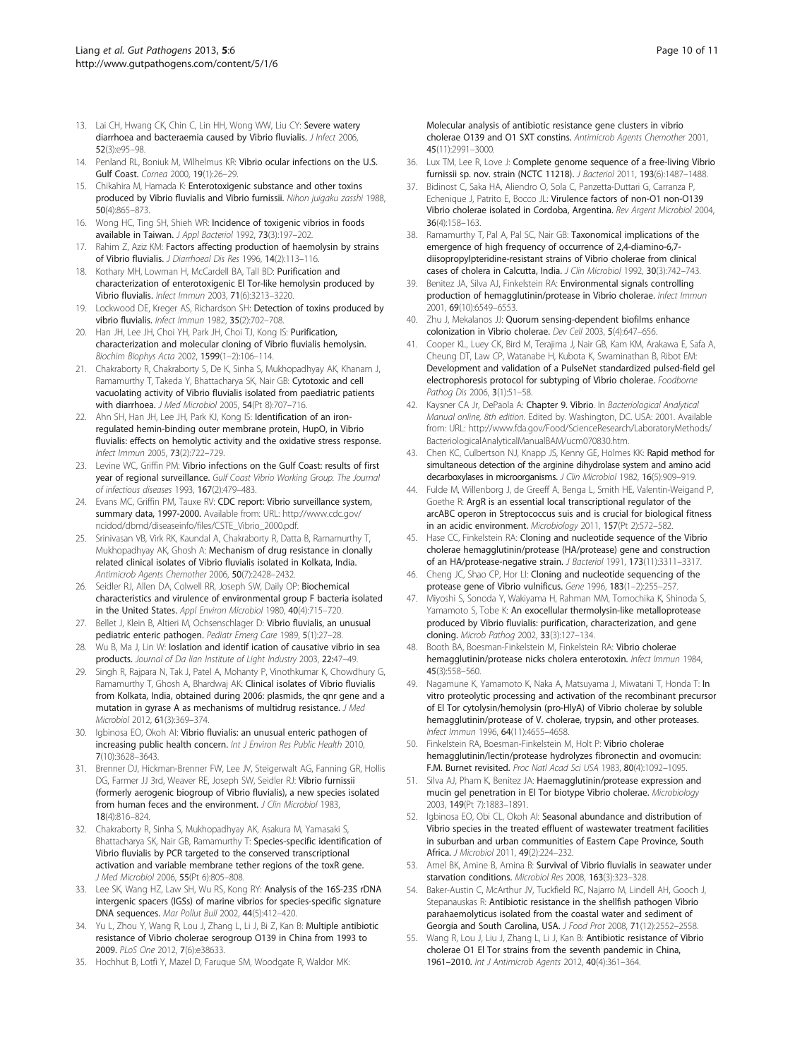13. Lai CH, Hwang CK, Chin C, Lin HH, Wong WW, Liu CY: **Severe watery diarrhoea and bacteraemia caused by Vibrio fluvialis.** *J Infect* 2006, **52**(3):e95–98.
14. Penland RL, Boniuk M, Wilhelmus KR: **Vibrio ocular infections on the U.S. Gulf Coast.** *Cornea* 2000, **19**(1):26–29.
15. Chikahira M, Hamada K: **Enterotoxigenic substance and other toxins produced by Vibrio fluvialis and Vibrio furnissii.** *Nihon juigaku zasshi* 1988, **50**(4):865–873.
16. Wong HC, Ting SH, Shieh WR: **Incidence of toxigenic vibrios in foods available in Taiwan.** *J Appl Bacteriol* 1992, **73**(3):197–202.
17. Rahim Z, Aziz KM: **Factors affecting production of haemolysin by strains of Vibrio fluvialis.** *J Diarrhoeal Dis Res* 1996, **14**(2):113–116.
18. Kothary MH, Lowman H, McCardell BA, Tall BD: **Purification and characterization of enterotoxigenic El Tor-like hemolysin produced by Vibrio fluvialis.** *Infect Immun* 2003, **71**(6):3213–3220.
19. Lockwood DE, Kreger AS, Richardson SH: **Detection of toxins produced by vibrio fluvialis.** *Infect Immun* 1982, **35**(2):702–708.
20. Han JH, Lee JH, Choi YH, Park JH, Choi TJ, Kong IS: **Purification, characterization and molecular cloning of Vibrio fluvialis hemolysin.** *Biochim Biophys Acta* 2002, **1599**(1–2):106–114.
21. Chakraborty R, Chakraborty S, De K, Sinha S, Mukhopadhyay AK, Khanam J, Ramamurthy T, Takeda Y, Bhattacharya SK, Nair GB: **Cytotoxic and cell vacuolating activity of Vibrio fluvialis isolated from paediatric patients with diarrhoea.** *J Med Microbiol* 2005, **54**(Pt 8):707–716.
22. Ahn SH, Han JH, Lee JH, Park KJ, Kong IS: **Identification of an iron-regulated hemin-binding outer membrane protein, HupO, in Vibrio fluvialis: effects on hemolytic activity and the oxidative stress response.** *Infect Immun* 2005, **73**(2):722–729.
23. Levine WC, Griffin PM: **Vibrio infections on the Gulf Coast: results of first year of regional surveillance.** *Gulf Coast Vibrio Working Group. The Journal of infectious diseases* 1993, **167**(2):479–483.
24. Evans MC, Griffin PM, Tauxe RV: **CDC report: Vibrio surveillance system, summary data, 1997-2000.** Available from: URL: http://www.cdc.gov/ncidod/dbmd/diseaseinfo/files/CSTE_Vibrio_2000.pdf.
25. Srinivasan VB, Virk RK, Kaundal A, Chakraborty R, Datta B, Ramamurthy T, Mukhopadhyay AK, Ghosh A: **Mechanism of drug resistance in clonally related clinical isolates of Vibrio fluvialis isolated in Kolkata, India.** *Antimicrob Agents Chemother* 2006, **50**(7):2428–2432.
26. Seidler RJ, Allen DA, Colwell RR, Joseph SW, Daily OP: **Biochemical characteristics and virulence of environmental group F bacteria isolated in the United States.** *Appl Environ Microbiol* 1980, **40**(4):715–720.
27. Bellet J, Klein B, Altieri M, Ochsenschlager D: **Vibrio fluvialis, an unusual pediatric enteric pathogen.** *Pediatr Emerg Care* 1989, **5**(1):27–28.
28. Wu B, Ma J, Lin W: **Ioslation and identif ication of causative vibrio in sea products.** *Journal of Da lian Institute of Light Industry* 2003, **22**:47–49.
29. Singh R, Rajpara N, Tak J, Patel A, Mohanty P, Vinothkumar K, Chowdhury G, Ramamurthy T, Ghosh A, Bhardwaj AK: **Clinical isolates of Vibrio fluvialis from Kolkata, India, obtained during 2006: plasmids, the qnr gene and a mutation in gyrase A as mechanisms of multidrug resistance.** *J Med Microbiol* 2012, **61**(3):369–374.
30. Igbinosa EO, Okoh AI: **Vibrio fluvialis: an unusual enteric pathogen of increasing public health concern.** *Int J Environ Res Public Health* 2010, **7**(10):3628–3643.
31. Brenner DJ, Hickman-Brenner FW, Lee JV, Steigerwalt AG, Fanning GR, Hollis DG, Farmer JJ 3rd, Weaver RE, Joseph SW, Seidler RJ: **Vibrio furnissii (formerly aerogenic biogroup of Vibrio fluvialis), a new species isolated from human feces and the environment.** *J Clin Microbiol* 1983, **18**(4):816–824.
32. Chakraborty R, Sinha S, Mukhopadhyay AK, Asakura M, Yamasaki S, Bhattacharya SK, Nair GB, Ramamurthy T: **Species-specific identification of Vibrio fluvialis by PCR targeted to the conserved transcriptional activation and variable membrane tether regions of the toxR gene.** *J Med Microbiol* 2006, **55**(Pt 6):805–808.
33. Lee SK, Wang HZ, Law SH, Wu RS, Kong RY: **Analysis of the 16S-23S rDNA intergenic spacers (IGSs) of marine vibrios for species-specific signature DNA sequences.** *Mar Pollut Bull* 2002, **44**(5):412–420.
34. Yu L, Zhou Y, Wang R, Lou J, Zhang L, Li J, Bi Z, Kan B: **Multiple antibiotic resistance of Vibrio cholerae serogroup O139 in China from 1993 to 2009.** *PLoS One* 2012, **7**(6):e38633.
35. Hochhut B, Lotfi Y, Mazel D, Faruque SM, Woodgate R, Waldor MK: **Molecular analysis of antibiotic resistance gene clusters in vibrio cholerae O139 and O1 SXT constins.** *Antimicrob Agents Chemother* 2001, **45**(11):2991–3000.
36. Lux TM, Lee R, Love J: **Complete genome sequence of a free-living Vibrio furnissii sp. nov. strain (NCTC 11218).** *J Bacteriol* 2011, **193**(6):1487–1488.
37. Bidinost C, Saka HA, Aliendro O, Sola C, Panzetta-Duttari G, Carranza P, Echenique J, Patrito E, Bocco JL: **Virulence factors of non-O1 non-O139 Vibrio cholerae isolated in Cordoba, Argentina.** *Rev Argent Microbiol* 2004, **36**(4):158–163.
38. Ramamurthy T, Pal A, Pal SC, Nair GB: **Taxonomical implications of the emergence of high frequency of occurrence of 2,4-diamino-6,7-diisopropylpteridine-resistant strains of Vibrio cholerae from clinical cases of cholera in Calcutta, India.** *J Clin Microbiol* 1992, **30**(3):742–743.
39. Benitez JA, Silva AJ, Finkelstein RA: **Environmental signals controlling production of hemagglutinin/protease in Vibrio cholerae.** *Infect Immun* 2001, **69**(10):6549–6553.
40. Zhu J, Mekalanos JJ: **Quorum sensing-dependent biofilms enhance colonization in Vibrio cholerae.** *Dev Cell* 2003, **5**(4):647–656.
41. Cooper KL, Luey CK, Bird M, Terajima J, Nair GB, Kam KM, Arakawa E, Safa A, Cheung DT, Law CP, Watanabe H, Kubota K, Swaminathan B, Ribot EM: **Development and validation of a PulseNet standardized pulsed-field gel electrophoresis protocol for subtyping of Vibrio cholerae.** *Foodborne Pathog Dis* 2006, **3**(1):51–58.
42. Kaysner CA Jr, DePaola A: **Chapter 9. Vibrio.** In *Bacteriological Analytical Manual online, 8th edition.* Edited by. Washington, DC. USA: 2001. Available from: URL: http://www.fda.gov/Food/ScienceResearch/LaboratoryMethods/BacteriologicalAnalyticalManualBAM/ucm070830.htm.
43. Chen KC, Culbertson NJ, Knapp JS, Kenny GE, Holmes KK: **Rapid method for simultaneous detection of the arginine dihydrolase system and amino acid decarboxylases in microorganisms.** *J Clin Microbiol* 1982, **16**(5):909–919.
44. Fulde M, Willenborg J, de Greeff A, Benga L, Smith HE, Valentin-Weigand P, Goethe R: **ArgR is an essential local transcriptional regulator of the arcABC operon in Streptococcus suis and is crucial for biological fitness in an acidic environment.** *Microbiology* 2011, **157**(Pt 2):572–582.
45. Hase CC, Finkelstein RA: **Cloning and nucleotide sequence of the Vibrio cholerae hemagglutinin/protease (HA/protease) gene and construction of an HA/protease-negative strain.** *J Bacteriol* 1991, **173**(11):3311–3317.
46. Cheng JC, Shao CP, Hor LI: **Cloning and nucleotide sequencing of the protease gene of Vibrio vulnificus.** *Gene* 1996, **183**(1–2):255–257.
47. Miyoshi S, Sonoda Y, Wakiyama H, Rahman MM, Tomochika K, Shinoda S, Yamamoto S, Tobe K: **An exocellular thermolysin-like metalloprotease produced by Vibrio fluvialis: purification, characterization, and gene cloning.** *Microb Pathog* 2002, **33**(3):127–134.
48. Booth BA, Boesman-Finkelstein M, Finkelstein RA: **Vibrio cholerae hemagglutinin/protease nicks cholera enterotoxin.** *Infect Immun* 1984, **45**(3):558–560.
49. Nagamune K, Yamamoto K, Naka A, Matsuyama J, Miwatani T, Honda T: **In vitro proteolytic processing and activation of the recombinant precursor of El Tor cytolysin/hemolysin (pro-HlyA) of Vibrio cholerae by soluble hemagglutinin/protease of V. cholerae, trypsin, and other proteases.** *Infect Immun* 1996, **64**(11):4655–4658.
50. Finkelstein RA, Boesman-Finkelstein M, Holt P: **Vibrio cholerae hemagglutinin/lectin/protease hydrolyzes fibronectin and ovomucin: F.M. Burnet revisited.** *Proc Natl Acad Sci USA* 1983, **80**(4):1092–1095.
51. Silva AJ, Pham K, Benitez JA: **Haemagglutinin/protease expression and mucin gel penetration in El Tor biotype Vibrio cholerae.** *Microbiology* 2003, **149**(Pt 7):1883–1891.
52. Igbinosa EO, Obi CL, Okoh AI: **Seasonal abundance and distribution of Vibrio species in the treated effluent of wastewater treatment facilities in suburban and urban communities of Eastern Cape Province, South Africa.** *J Microbiol* 2011, **49**(2):224–232.
53. Amel BK, Amine B, Amina B: **Survival of Vibrio fluvialis in seawater under starvation conditions.** *Microbiol Res* 2008, **163**(3):323–328.
54. Baker-Austin C, McArthur JV, Tuckfield RC, Najarro M, Lindell AH, Gooch J, Stepanauskas R: **Antibiotic resistance in the shellfish pathogen Vibrio parahaemolyticus isolated from the coastal water and sediment of Georgia and South Carolina, USA.** *J Food Prot* 2008, **71**(12):2552–2558.
55. Wang R, Lou J, Liu J, Zhang L, Li J, Kan B: **Antibiotic resistance of Vibrio cholerae O1 El Tor strains from the seventh pandemic in China, 1961–2010.** *Int J Antimicrob Agents* 2012, **40**(4):361–364.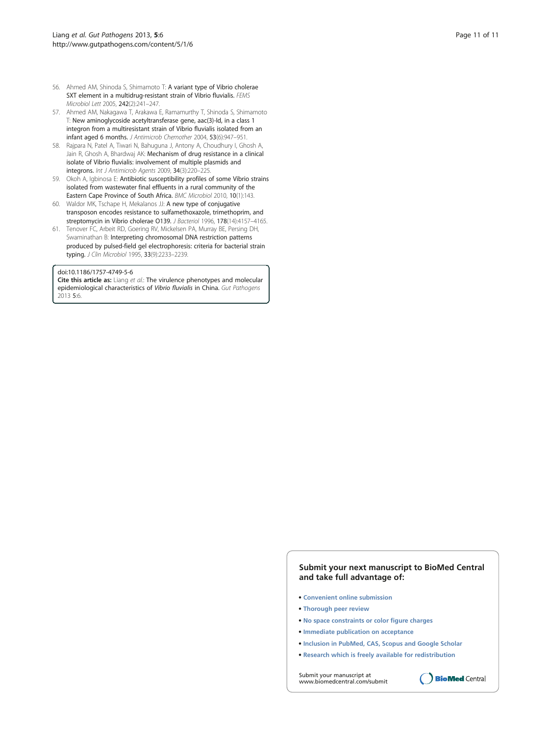56. Ahmed AM, Shinoda S, Shimamoto T: **A variant type of Vibrio cholerae SXT element in a multidrug-resistant strain of Vibrio fluvialis.** *FEMS Microbiol Lett* 2005, **242**(2):241–247.
57. Ahmed AM, Nakagawa T, Arakawa E, Ramamurthy T, Shinoda S, Shimamoto T: **New aminoglycoside acetyltransferase gene, aac(3)-Id, in a class 1 integron from a multiresistant strain of Vibrio fluvialis isolated from an infant aged 6 months.** *J Antimicrob Chemother* 2004, **53**(6):947–951.
58. Rajpara N, Patel A, Tiwari N, Bahuguna J, Antony A, Choudhury I, Ghosh A, Jain R, Ghosh A, Bhardwaj AK: **Mechanism of drug resistance in a clinical isolate of Vibrio fluvialis: involvement of multiple plasmids and integrons.** *Int J Antimicrob Agents* 2009, **34**(3):220–225.
59. Okoh A, Igbinosa E: **Antibiotic susceptibility profiles of some Vibrio strains isolated from wastewater final effluents in a rural community of the Eastern Cape Province of South Africa.** *BMC Microbiol* 2010, **10**(1):143.
60. Waldor MK, Tschape H, Mekalanos JJ: **A new type of conjugative transposon encodes resistance to sulfamethoxazole, trimethoprim, and streptomycin in Vibrio cholerae O139.** *J Bacteriol* 1996, **178**(14):4157–4165.
61. Tenover FC, Arbeit RD, Goering RV, Mickelsen PA, Murray BE, Persing DH, Swaminathan B: **Interpreting chromosomal DNA restriction patterns produced by pulsed-field gel electrophoresis: criteria for bacterial strain typing.** *J Clin Microbiol* 1995, **33**(9):2233–2239.

doi:10.1186/1757-4749-5-6
**Cite this article as:** Liang *et al.*: The virulence phenotypes and molecular epidemiological characteristics of *Vibrio fluvialis* in China. *Gut Pathogens* 2013 **5**:6.

**Submit your next manuscript to BioMed Central and take full advantage of:**

- **Convenient online submission**
- **Thorough peer review**
- **No space constraints or color figure charges**
- **Immediate publication on acceptance**
- **Inclusion in PubMed, CAS, Scopus and Google Scholar**
- **Research which is freely available for redistribution**

Submit your manuscript at
www.biomedcentral.com/submit

BioMed Central